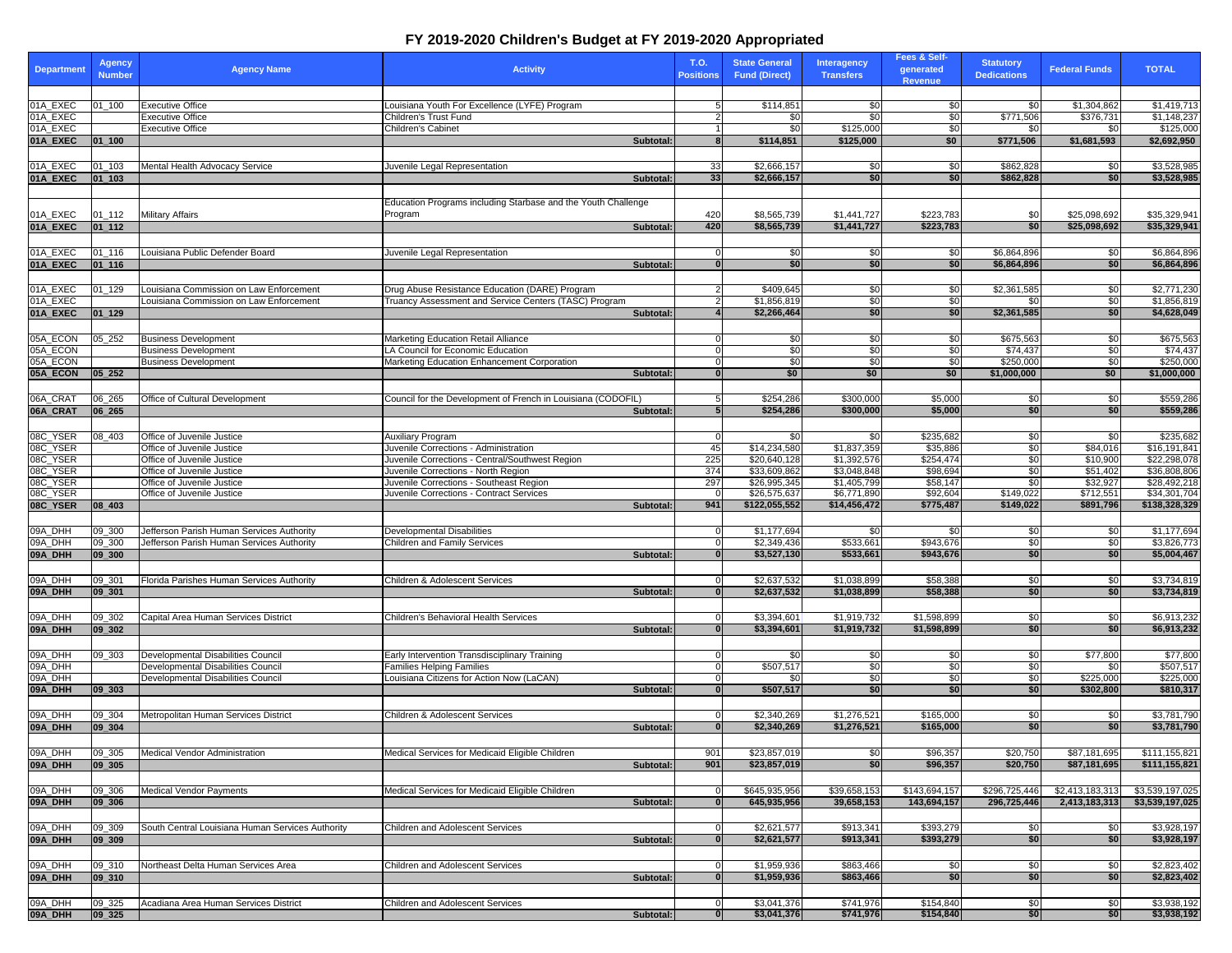# FY 2019-2020 Children's Budget at FY 2019-2020 Appropriated

| Department | Agency Number | Agency Name | Activity | T.O. Positions | State General Fund (Direct) | Interagency Transfers | Fees & Self-generated Revenue | Statutory Dedications | Federal Funds | TOTAL |
|---|---|---|---|---|---|---|---|---|---|---|
| 01A_EXEC | 01_100 | Executive Office | Louisiana Youth For Excellence (LYFE) Program | 5 | $114,851 | $0 | $0 | $0 | $1,304,862 | $1,419,713 |
| 01A_EXEC | | Executive Office | Children's Trust Fund | 2 | $0 | $0 | $0 | $771,506 | $376,731 | $1,148,237 |
| 01A_EXEC | | Executive Office | Children's Cabinet | 1 | $0 | $125,000 | $0 | $0 | $0 | $125,000 |
| **01A_EXEC** | **01_100** | | **Subtotal:** | **8** | **$114,851** | **$125,000** | **$0** | **$771,506** | **$1,681,593** | **$2,692,950** |
| 01A_EXEC | 01_103 | Mental Health Advocacy Service | Juvenile Legal Representation | 33 | $2,666,157 | $0 | $0 | $862,828 | $0 | $3,528,985 |
| **01A_EXEC** | **01_103** | | **Subtotal:** | **33** | **$2,666,157** | **$0** | **$0** | **$862,828** | **$0** | **$3,528,985** |
| 01A_EXEC | 01_112 | Military Affairs | Education Programs including Starbase and the Youth Challenge Program | 420 | $8,565,739 | $1,441,727 | $223,783 | $0 | $25,098,692 | $35,329,941 |
| **01A_EXEC** | **01_112** | | **Subtotal:** | **420** | **$8,565,739** | **$1,441,727** | **$223,783** | **$0** | **$25,098,692** | **$35,329,941** |
| 01A_EXEC | 01_116 | Louisiana Public Defender Board | Juvenile Legal Representation | 0 | $0 | $0 | $0 | $6,864,896 | $0 | $6,864,896 |
| **01A_EXEC** | **01_116** | | **Subtotal:** | **0** | **$0** | **$0** | **$0** | **$6,864,896** | **$0** | **$6,864,896** |
| 01A_EXEC | 01_129 | Louisiana Commission on Law Enforcement | Drug Abuse Resistance Education (DARE) Program | 2 | $409,645 | $0 | $0 | $2,361,585 | $0 | $2,771,230 |
| 01A_EXEC | | Louisiana Commission on Law Enforcement | Truancy Assessment and Service Centers (TASC) Program | 2 | $1,856,819 | $0 | $0 | $0 | $0 | $1,856,819 |
| **01A_EXEC** | **01_129** | | **Subtotal:** | **4** | **$2,266,464** | **$0** | **$0** | **$2,361,585** | **$0** | **$4,628,049** |
| 05A_ECON | 05_252 | Business Development | Marketing Education Retail Alliance | 0 | $0 | $0 | $0 | $675,563 | $0 | $675,563 |
| 05A_ECON | | Business Development | LA Council for Economic Education | 0 | $0 | $0 | $0 | $74,437 | $0 | $74,437 |
| 05A_ECON | | Business Development | Marketing Education Enhancement Corporation | 0 | $0 | $0 | $0 | $250,000 | $0 | $250,000 |
| **05A_ECON** | **05_252** | | **Subtotal:** | **0** | **$0** | **$0** | **$0** | **$1,000,000** | **$0** | **$1,000,000** |
| 06A_CRAT | 06_265 | Office of Cultural Development | Council for the Development of French in Louisiana (CODOFIL) | 5 | $254,286 | $300,000 | $5,000 | $0 | $0 | $559,286 |
| **06A_CRAT** | **06_265** | | **Subtotal:** | **5** | **$254,286** | **$300,000** | **$5,000** | **$0** | **$0** | **$559,286** |
| 08C_YSER | 08_403 | Office of Juvenile Justice | Auxiliary Program | 0 | $0 | $0 | $235,682 | $0 | $0 | $235,682 |
| 08C_YSER | | Office of Juvenile Justice | Juvenile Corrections - Administration | 45 | $14,234,580 | $1,837,359 | $35,886 | $0 | $84,016 | $16,191,841 |
| 08C_YSER | | Office of Juvenile Justice | Juvenile Corrections - Central/Southwest Region | 225 | $20,640,128 | $1,392,576 | $254,474 | $0 | $10,900 | $22,298,078 |
| 08C_YSER | | Office of Juvenile Justice | Juvenile Corrections - North Region | 374 | $33,609,862 | $3,048,848 | $98,694 | $0 | $51,402 | $36,808,806 |
| 08C_YSER | | Office of Juvenile Justice | Juvenile Corrections - Southeast Region | 297 | $26,995,345 | $1,405,799 | $58,147 | $0 | $32,927 | $28,492,218 |
| 08C_YSER | | Office of Juvenile Justice | Juvenile Corrections - Contract Services | 0 | $26,575,637 | $6,771,890 | $92,604 | $149,022 | $712,551 | $34,301,704 |
| **08C_YSER** | **08_403** | | **Subtotal:** | **941** | **$122,055,552** | **$14,456,472** | **$775,487** | **$149,022** | **$891,796** | **$138,328,329** |
| 09A_DHH | 09_300 | Jefferson Parish Human Services Authority | Developmental Disabilities | 0 | $1,177,694 | $0 | $0 | $0 | $0 | $1,177,694 |
| 09A_DHH | 09_300 | Jefferson Parish Human Services Authority | Children and Family Services | 0 | $2,349,436 | $533,661 | $943,676 | $0 | $0 | $3,826,773 |
| **09A_DHH** | **09_300** | | **Subtotal:** | **0** | **$3,527,130** | **$533,661** | **$943,676** | **$0** | **$0** | **$5,004,467** |
| 09A_DHH | 09_301 | Florida Parishes Human Services Authority | Children & Adolescent Services | 0 | $2,637,532 | $1,038,899 | $58,388 | $0 | $0 | $3,734,819 |
| **09A_DHH** | **09_301** | | **Subtotal:** | **0** | **$2,637,532** | **$1,038,899** | **$58,388** | **$0** | **$0** | **$3,734,819** |
| 09A_DHH | 09_302 | Capital Area Human Services District | Children's Behavioral Health Services | 0 | $3,394,601 | $1,919,732 | $1,598,899 | $0 | $0 | $6,913,232 |
| **09A_DHH** | **09_302** | | **Subtotal:** | **0** | **$3,394,601** | **$1,919,732** | **$1,598,899** | **$0** | **$0** | **$6,913,232** |
| 09A_DHH | 09_303 | Developmental Disabilities Council | Early Intervention Transdisciplinary Training | 0 | $0 | $0 | $0 | $0 | $77,800 | $77,800 |
| 09A_DHH | | Developmental Disabilities Council | Families Helping Families | 0 | $507,517 | $0 | $0 | $0 | $0 | $507,517 |
| 09A_DHH | | Developmental Disabilities Council | Louisiana Citizens for Action Now (LaCAN) | 0 | $0 | $0 | $0 | $0 | $225,000 | $225,000 |
| **09A_DHH** | **09_303** | | **Subtotal:** | **0** | **$507,517** | **$0** | **$0** | **$0** | **$302,800** | **$810,317** |
| 09A_DHH | 09_304 | Metropolitan Human Services District | Children & Adolescent Services | 0 | $2,340,269 | $1,276,521 | $165,000 | $0 | $0 | $3,781,790 |
| **09A_DHH** | **09_304** | | **Subtotal:** | **0** | **$2,340,269** | **$1,276,521** | **$165,000** | **$0** | **$0** | **$3,781,790** |
| 09A_DHH | 09_305 | Medical Vendor Administration | Medical Services for Medicaid Eligible Children | 901 | $23,857,019 | $0 | $96,357 | $20,750 | $87,181,695 | $111,155,821 |
| **09A_DHH** | **09_305** | | **Subtotal:** | **901** | **$23,857,019** | **$0** | **$96,357** | **$20,750** | **$87,181,695** | **$111,155,821** |
| 09A_DHH | 09_306 | Medical Vendor Payments | Medical Services for Medicaid Eligible Children | 0 | $645,935,956 | $39,658,153 | $143,694,157 | $296,725,446 | $2,413,183,313 | $3,539,197,025 |
| **09A_DHH** | **09_306** | | **Subtotal:** | **0** | **645,935,956** | **39,658,153** | **143,694,157** | **296,725,446** | **2,413,183,313** | **$3,539,197,025** |
| 09A_DHH | 09_309 | South Central Louisiana Human Services Authority | Children and Adolescent Services | 0 | $2,621,577 | $913,341 | $393,279 | $0 | $0 | $3,928,197 |
| **09A_DHH** | **09_309** | | **Subtotal:** | **0** | **$2,621,577** | **$913,341** | **$393,279** | **$0** | **$0** | **$3,928,197** |
| 09A_DHH | 09_310 | Northeast Delta Human Services Area | Children and Adolescent Services | 0 | $1,959,936 | $863,466 | $0 | $0 | $0 | $2,823,402 |
| **09A_DHH** | **09_310** | | **Subtotal:** | **0** | **$1,959,936** | **$863,466** | **$0** | **$0** | **$0** | **$2,823,402** |
| 09A_DHH | 09_325 | Acadiana Area Human Services District | Children and Adolescent Services | 0 | $3,041,376 | $741,976 | $154,840 | $0 | $0 | $3,938,192 |
| **09A_DHH** | **09_325** | | **Subtotal:** | **0** | **$3,041,376** | **$741,976** | **$154,840** | **$0** | **$0** | **$3,938,192** |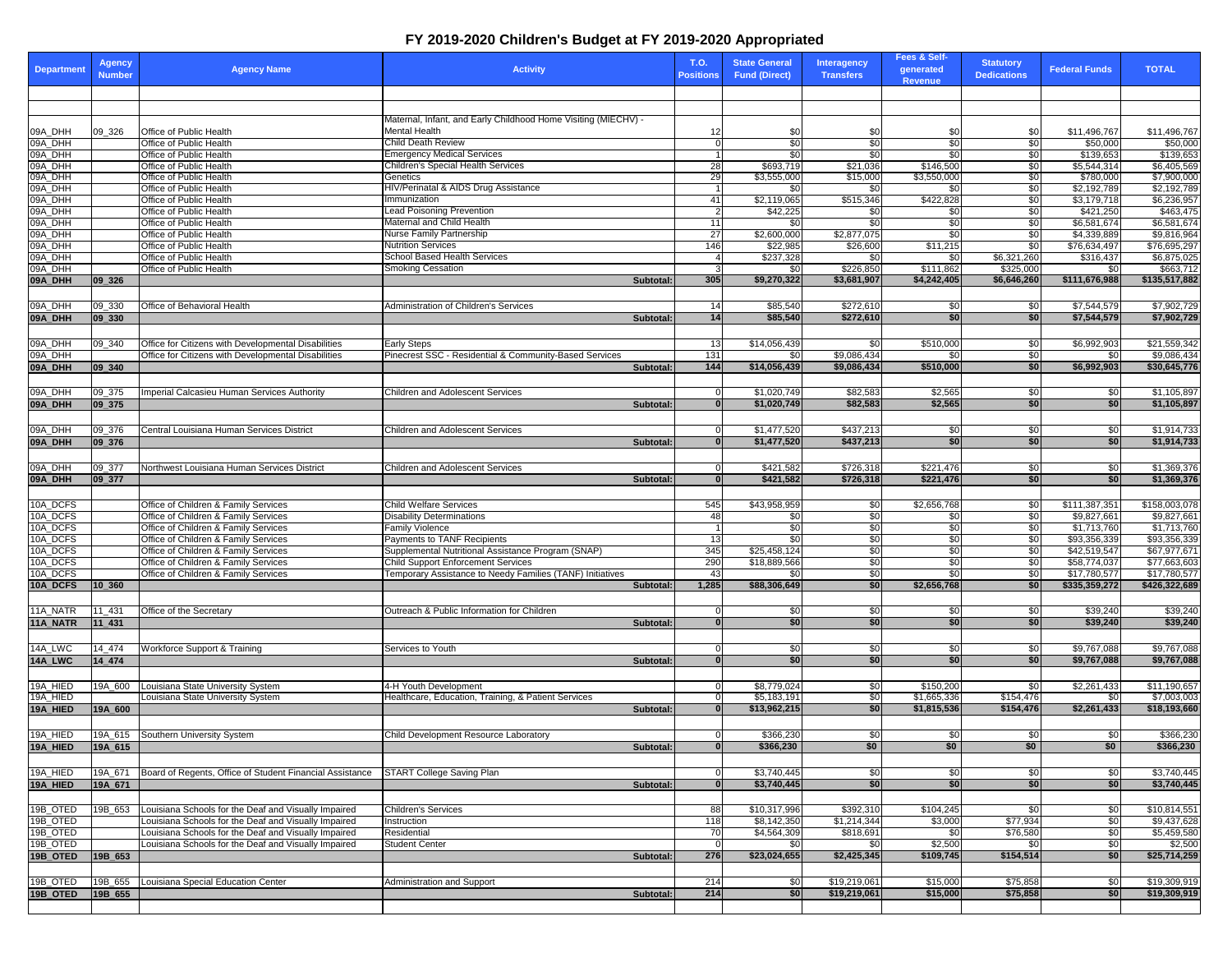# FY 2019-2020 Children's Budget at FY 2019-2020 Appropriated

| Department | Agency Number | Agency Name | Activity | T.O. Positions | State General Fund (Direct) | Interagency Transfers | Fees & Self-generated Revenue | Statutory Dedications | Federal Funds | TOTAL |
|---|---|---|---|---|---|---|---|---|---|---|
| | | | | | | | | | | |
| | | | | | | | | | | |
| 09A_DHH | 09_326 | Office of Public Health | Maternal, Infant, and Early Childhood Home Visiting (MIECHV) - Mental Health | 12 | $0 | $0 | $0 | $0 | $11,496,767 | $11,496,767 |
| 09A_DHH | | Office of Public Health | Child Death Review | 0 | $0 | $0 | $0 | $0 | $50,000 | $50,000 |
| 09A_DHH | | Office of Public Health | Emergency Medical Services | 1 | $0 | $0 | $0 | $0 | $139,653 | $139,653 |
| 09A_DHH | | Office of Public Health | Children's Special Health Services | 28 | $693,719 | $21,036 | $146,500 | $0 | $5,544,314 | $6,405,569 |
| 09A_DHH | | Office of Public Health | Genetics | 29 | $3,555,000 | $15,000 | $3,550,000 | $0 | $780,000 | $7,900,000 |
| 09A_DHH | | Office of Public Health | HIV/Perinatal & AIDS Drug Assistance | 1 | $0 | $0 | $0 | $0 | $2,192,789 | $2,192,789 |
| 09A_DHH | | Office of Public Health | Immunization | 41 | $2,119,065 | $515,346 | $422,828 | $0 | $3,179,718 | $6,236,957 |
| 09A_DHH | | Office of Public Health | Lead Poisoning Prevention | 2 | $42,225 | $0 | $0 | $0 | $421,250 | $463,475 |
| 09A_DHH | | Office of Public Health | Maternal and Child Health | 11 | $0 | $0 | $0 | $0 | $6,581,674 | $6,581,674 |
| 09A_DHH | | Office of Public Health | Nurse Family Partnership | 27 | $2,600,000 | $2,877,075 | $0 | $0 | $4,339,889 | $9,816,964 |
| 09A_DHH | | Office of Public Health | Nutrition Services | 146 | $22,985 | $26,600 | $11,215 | $0 | $76,634,497 | $76,695,297 |
| 09A_DHH | | Office of Public Health | School Based Health Services | 4 | $237,328 | $0 | $0 | $6,321,260 | $316,437 | $6,875,025 |
| 09A_DHH | | Office of Public Health | Smoking Cessation | 3 | $0 | $226,850 | $111,862 | $325,000 | $0 | $663,712 |
| **09A_DHH** | **09_326** | | **Subtotal:** | **305** | **$9,270,322** | **$3,681,907** | **$4,242,405** | **$6,646,260** | **$111,676,988** | **$135,517,882** |
| | | | | | | | | | | |
| 09A_DHH | 09_330 | Office of Behavioral Health | Administration of Children's Services | 14 | $85,540 | $272,610 | $0 | $0 | $7,544,579 | $7,902,729 |
| **09A_DHH** | **09_330** | | **Subtotal:** | **14** | **$85,540** | **$272,610** | **$0** | **$0** | **$7,544,579** | **$7,902,729** |
| | | | | | | | | | | |
| 09A_DHH | 09_340 | Office for Citizens with Developmental Disabilities | Early Steps | 13 | $14,056,439 | $0 | $510,000 | $0 | $6,992,903 | $21,559,342 |
| 09A_DHH | | Office for Citizens with Developmental Disabilities | Pinecrest SSC - Residential & Community-Based Services | 131 | $0 | $9,086,434 | $0 | $0 | $0 | $9,086,434 |
| **09A_DHH** | **09_340** | | **Subtotal:** | **144** | **$14,056,439** | **$9,086,434** | **$510,000** | **$0** | **$6,992,903** | **$30,645,776** |
| | | | | | | | | | | |
| 09A_DHH | 09_375 | Imperial Calcasieu Human Services Authority | Children and Adolescent Services | 0 | $1,020,749 | $82,583 | $2,565 | $0 | $0 | $1,105,897 |
| **09A_DHH** | **09_375** | | **Subtotal:** | **0** | **$1,020,749** | **$82,583** | **$2,565** | **$0** | **$0** | **$1,105,897** |
| | | | | | | | | | | |
| 09A_DHH | 09_376 | Central Louisiana Human Services District | Children and Adolescent Services | 0 | $1,477,520 | $437,213 | $0 | $0 | $0 | $1,914,733 |
| **09A_DHH** | **09_376** | | **Subtotal:** | **0** | **$1,477,520** | **$437,213** | **$0** | **$0** | **$0** | **$1,914,733** |
| | | | | | | | | | | |
| 09A_DHH | 09_377 | Northwest Louisiana Human Services District | Children and Adolescent Services | 0 | $421,582 | $726,318 | $221,476 | $0 | $0 | $1,369,376 |
| **09A_DHH** | **09_377** | | **Subtotal:** | **0** | **$421,582** | **$726,318** | **$221,476** | **$0** | **$0** | **$1,369,376** |
| | | | | | | | | | | |
| 10A_DCFS | | Office of Children & Family Services | Child Welfare Services | 545 | $43,958,959 | $0 | $2,656,768 | $0 | $111,387,351 | $158,003,078 |
| 10A_DCFS | | Office of Children & Family Services | Disability Determinations | 48 | $0 | $0 | $0 | $0 | $9,827,661 | $9,827,661 |
| 10A_DCFS | | Office of Children & Family Services | Family Violence | 1 | $0 | $0 | $0 | $0 | $1,713,760 | $1,713,760 |
| 10A_DCFS | | Office of Children & Family Services | Payments to TANF Recipients | 13 | $0 | $0 | $0 | $0 | $93,356,339 | $93,356,339 |
| 10A_DCFS | | Office of Children & Family Services | Supplemental Nutritional Assistance Program (SNAP) | 345 | $25,458,124 | $0 | $0 | $0 | $42,519,547 | $67,977,671 |
| 10A_DCFS | | Office of Children & Family Services | Child Support Enforcement Services | 290 | $18,889,566 | $0 | $0 | $0 | $58,774,037 | $77,663,603 |
| 10A_DCFS | | Office of Children & Family Services | Temporary Assistance to Needy Families (TANF) Initiatives | 43 | $0 | $0 | $0 | $0 | $17,780,577 | $17,780,577 |
| **10A_DCFS** | **10_360** | | **Subtotal:** | **1,285** | **$88,306,649** | **$0** | **$2,656,768** | **$0** | **$335,359,272** | **$426,322,689** |
| | | | | | | | | | | |
| 11A_NATR | 11_431 | Office of the Secretary | Outreach & Public Information for Children | 0 | $0 | $0 | $0 | $0 | $39,240 | $39,240 |
| **11A_NATR** | **11_431** | | **Subtotal:** | **0** | **$0** | **$0** | **$0** | **$0** | **$39,240** | **$39,240** |
| | | | | | | | | | | |
| 14A_LWC | 14_474 | Workforce Support & Training | Services to Youth | 0 | $0 | $0 | $0 | $0 | $9,767,088 | $9,767,088 |
| **14A_LWC** | **14_474** | | **Subtotal:** | **0** | **$0** | **$0** | **$0** | **$0** | **$9,767,088** | **$9,767,088** |
| | | | | | | | | | | |
| 19A_HIED | 19A_600 | Louisiana State University System | 4-H Youth Development | 0 | $8,779,024 | $0 | $150,200 | $0 | $2,261,433 | $11,190,657 |
| 19A_HIED | | Louisiana State University System | Healthcare, Education, Training, & Patient Services | 0 | $5,183,191 | $0 | $1,665,336 | $154,476 | $0 | $7,003,003 |
| **19A_HIED** | **19A_600** | | **Subtotal:** | **0** | **$13,962,215** | **$0** | **$1,815,536** | **$154,476** | **$2,261,433** | **$18,193,660** |
| | | | | | | | | | | |
| 19A_HIED | 19A_615 | Southern University System | Child Development Resource Laboratory | 0 | $366,230 | $0 | $0 | $0 | $0 | $366,230 |
| **19A_HIED** | **19A_615** | | **Subtotal:** | **0** | **$366,230** | **$0** | **$0** | **$0** | **$0** | **$366,230** |
| | | | | | | | | | | |
| 19A_HIED | 19A_671 | Board of Regents, Office of Student Financial Assistance | START College Saving Plan | 0 | $3,740,445 | $0 | $0 | $0 | $0 | $3,740,445 |
| **19A_HIED** | **19A_671** | | **Subtotal:** | **0** | **$3,740,445** | **$0** | **$0** | **$0** | **$0** | **$3,740,445** |
| | | | | | | | | | | |
| 19B_OTED | 19B_653 | Louisiana Schools for the Deaf and Visually Impaired | Children's Services | 88 | $10,317,996 | $392,310 | $104,245 | $0 | $0 | $10,814,551 |
| 19B_OTED | | Louisiana Schools for the Deaf and Visually Impaired | Instruction | 118 | $8,142,350 | $1,214,344 | $3,000 | $77,934 | $0 | $9,437,628 |
| 19B_OTED | | Louisiana Schools for the Deaf and Visually Impaired | Residential | 70 | $4,564,309 | $818,691 | $0 | $76,580 | $0 | $5,459,580 |
| 19B_OTED | | Louisiana Schools for the Deaf and Visually Impaired | Student Center | 0 | $0 | $0 | $2,500 | $0 | $0 | $2,500 |
| **19B_OTED** | **19B_653** | | **Subtotal:** | **276** | **$23,024,655** | **$2,425,345** | **$109,745** | **$154,514** | **$0** | **$25,714,259** |
| | | | | | | | | | | |
| 19B_OTED | 19B_655 | Louisiana Special Education Center | Administration and Support | 214 | $0 | $19,219,061 | $15,000 | $75,858 | $0 | $19,309,919 |
| **19B_OTED** | **19B_655** | | **Subtotal:** | **214** | **$0** | **$19,219,061** | **$15,000** | **$75,858** | **$0** | **$19,309,919** |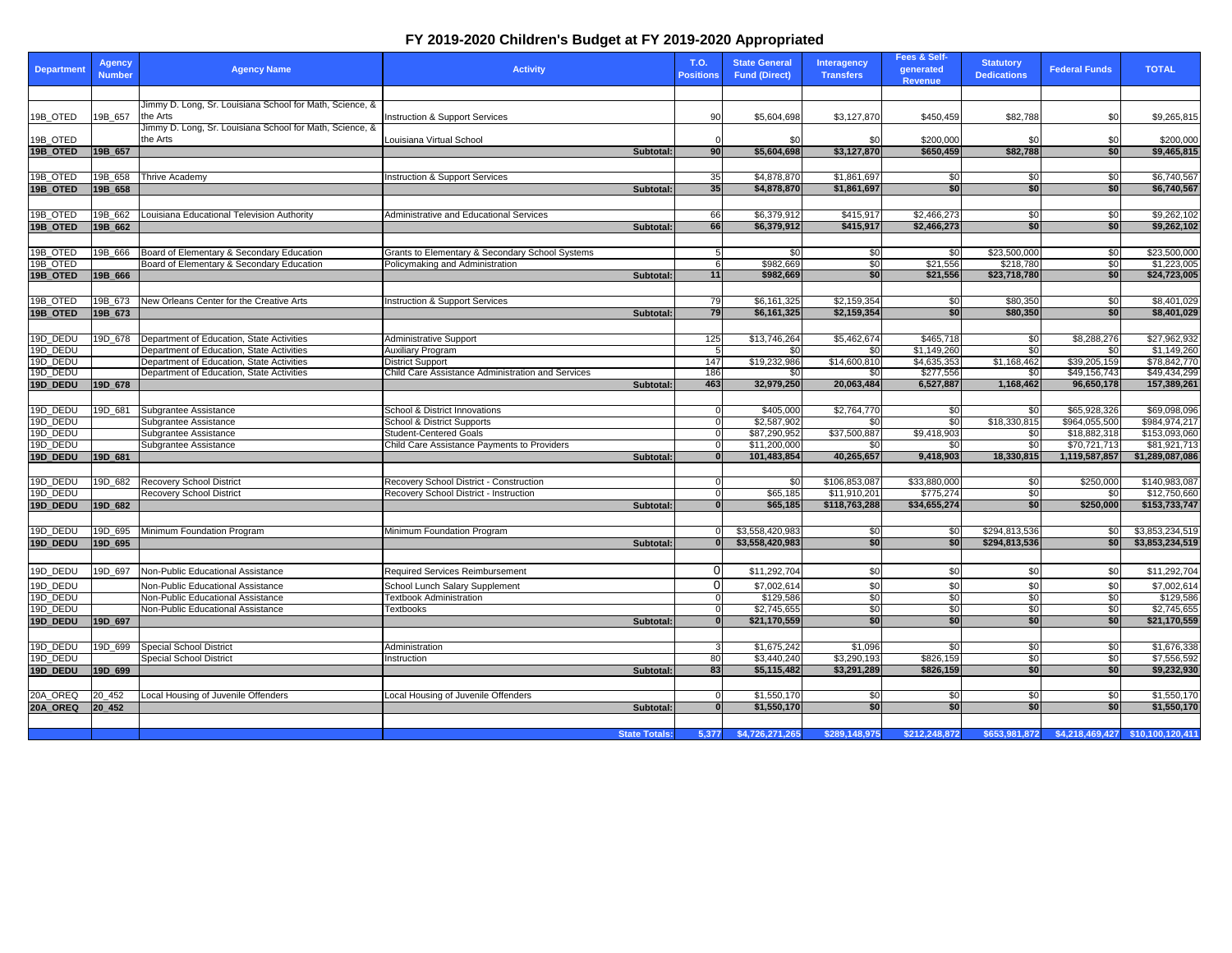# FY 2019-2020 Children's Budget at FY 2019-2020 Appropriated

| Department | Agency Number | Agency Name | Activity | T.O. Positions | State General Fund (Direct) | Interagency Transfers | Fees & Self-generated Revenue | Statutory Dedications | Federal Funds | TOTAL |
|---|---|---|---|---|---|---|---|---|---|---|
| 19B_OTED | 19B_657 | Jimmy D. Long, Sr. Louisiana School for Math, Science, & the Arts | Instruction & Support Services | 90 | $5,604,698 | $3,127,870 | $450,459 | $82,788 | $0 | $9,265,815 |
| 19B_OTED | | Jimmy D. Long, Sr. Louisiana School for Math, Science, & the Arts | Louisiana Virtual School | 0 | $0 | $0 | $200,000 | $0 | $0 | $200,000 |
| **19B_OTED** | **19B_657** | | **Subtotal:** | **90** | **$5,604,698** | **$3,127,870** | **$650,459** | **$82,788** | **$0** | **$9,465,815** |
| 19B_OTED | 19B_658 | Thrive Academy | Instruction & Support Services | 35 | $4,878,870 | $1,861,697 | $0 | $0 | $0 | $6,740,567 |
| **19B_OTED** | **19B_658** | | **Subtotal:** | **35** | **$4,878,870** | **$1,861,697** | **$0** | **$0** | **$0** | **$6,740,567** |
| 19B_OTED | 19B_662 | Louisiana Educational Television Authority | Administrative and Educational Services | 66 | $6,379,912 | $415,917 | $2,466,273 | $0 | $0 | $9,262,102 |
| **19B_OTED** | **19B_662** | | **Subtotal:** | **66** | **$6,379,912** | **$415,917** | **$2,466,273** | **$0** | **$0** | **$9,262,102** |
| 19B_OTED | 19B_666 | Board of Elementary & Secondary Education | Grants to Elementary & Secondary School Systems | 5 | $0 | $0 | $0 | $23,500,000 | $0 | $23,500,000 |
| 19B_OTED | | Board of Elementary & Secondary Education | Policymaking and Administration | 6 | $982,669 | $0 | $21,556 | $218,780 | $0 | $1,223,005 |
| **19B_OTED** | **19B_666** | | **Subtotal:** | **11** | **$982,669** | **$0** | **$21,556** | **$23,718,780** | **$0** | **$24,723,005** |
| 19B_OTED | 19B_673 | New Orleans Center for the Creative Arts | Instruction & Support Services | 79 | $6,161,325 | $2,159,354 | $0 | $80,350 | $0 | $8,401,029 |
| **19B_OTED** | **19B_673** | | **Subtotal:** | **79** | **$6,161,325** | **$2,159,354** | **$0** | **$80,350** | **$0** | **$8,401,029** |
| 19D_DEDU | 19D_678 | Department of Education, State Activities | Administrative Support | 125 | $13,746,264 | $5,462,674 | $465,718 | $0 | $8,288,276 | $27,962,932 |
| 19D_DEDU | | Department of Education, State Activities | Auxiliary Program | 5 | $0 | $0 | $1,149,260 | $0 | $0 | $1,149,260 |
| 19D_DEDU | | Department of Education, State Activities | District Support | 147 | $19,232,986 | $14,600,810 | $4,635,353 | $1,168,462 | $39,205,159 | $78,842,770 |
| 19D_DEDU | | Department of Education, State Activities | Child Care Assistance Administration and Services | 186 | $0 | $0 | $277,556 | $0 | $49,156,743 | $49,434,299 |
| **19D_DEDU** | **19D_678** | | **Subtotal:** | **463** | **32,979,250** | **20,063,484** | **6,527,887** | **1,168,462** | **96,650,178** | **157,389,261** |
| 19D_DEDU | 19D_681 | Subgrantee Assistance | School & District Innovations | 0 | $405,000 | $2,764,770 | $0 | $0 | $65,928,326 | $69,098,096 |
| 19D_DEDU | | Subgrantee Assistance | School & District Supports | 0 | $2,587,902 | $0 | $0 | $18,330,815 | $964,055,500 | $984,974,217 |
| 19D_DEDU | | Subgrantee Assistance | Student-Centered Goals | 0 | $87,290,952 | $37,500,887 | $9,418,903 | $0 | $18,882,318 | $153,093,060 |
| 19D_DEDU | | Subgrantee Assistance | Child Care Assistance Payments to Providers | 0 | $11,200,000 | $0 | $0 | $0 | $70,721,713 | $81,921,713 |
| **19D_DEDU** | **19D_681** | | **Subtotal:** | **0** | **101,483,854** | **40,265,657** | **9,418,903** | **18,330,815** | **1,119,587,857** | **$1,289,087,086** |
| 19D_DEDU | 19D_682 | Recovery School District | Recovery School District - Construction | 0 | $0 | $106,853,087 | $33,880,000 | $0 | $250,000 | $140,983,087 |
| 19D_DEDU | | Recovery School District | Recovery School District - Instruction | 0 | $65,185 | $11,910,201 | $775,274 | $0 | $0 | $12,750,660 |
| **19D_DEDU** | **19D_682** | | **Subtotal:** | **0** | **$65,185** | **$118,763,288** | **$34,655,274** | **$0** | **$250,000** | **$153,733,747** |
| 19D_DEDU | 19D_695 | Minimum Foundation Program | Minimum Foundation Program | 0 | $3,558,420,983 | $0 | $0 | $294,813,536 | $0 | $3,853,234,519 |
| **19D_DEDU** | **19D_695** | | **Subtotal:** | **0** | **$3,558,420,983** | **$0** | **$0** | **$294,813,536** | **$0** | **$3,853,234,519** |
| 19D_DEDU | 19D_697 | Non-Public Educational Assistance | Required Services Reimbursement | 0 | $11,292,704 | $0 | $0 | $0 | $0 | $11,292,704 |
| 19D_DEDU | | Non-Public Educational Assistance | School Lunch Salary Supplement | 0 | $7,002,614 | $0 | $0 | $0 | $0 | $7,002,614 |
| 19D_DEDU | | Non-Public Educational Assistance | Textbook Administration | 0 | $129,586 | $0 | $0 | $0 | $0 | $129,586 |
| 19D_DEDU | | Non-Public Educational Assistance | Textbooks | 0 | $2,745,655 | $0 | $0 | $0 | $0 | $2,745,655 |
| **19D_DEDU** | **19D_697** | | **Subtotal:** | **0** | **$21,170,559** | **$0** | **$0** | **$0** | **$0** | **$21,170,559** |
| 19D_DEDU | 19D_699 | Special School District | Administration | 3 | $1,675,242 | $1,096 | $0 | $0 | $0 | $1,676,338 |
| 19D_DEDU | | Special School District | Instruction | 80 | $3,440,240 | $3,290,193 | $826,159 | $0 | $0 | $7,556,592 |
| **19D_DEDU** | **19D_699** | | **Subtotal:** | **83** | **$5,115,482** | **$3,291,289** | **$826,159** | **$0** | **$0** | **$9,232,930** |
| 20A_OREQ | 20_452 | Local Housing of Juvenile Offenders | Local Housing of Juvenile Offenders | 0 | $1,550,170 | $0 | $0 | $0 | $0 | $1,550,170 |
| **20A_OREQ** | **20_452** | | **Subtotal:** | **0** | **$1,550,170** | **$0** | **$0** | **$0** | **$0** | **$1,550,170** |
| | | | **State Totals:** | **5,377** | **$4,726,271,265** | **$289,148,975** | **$212,248,872** | **$653,981,872** | **$4,218,469,427** | **$10,100,120,411** |